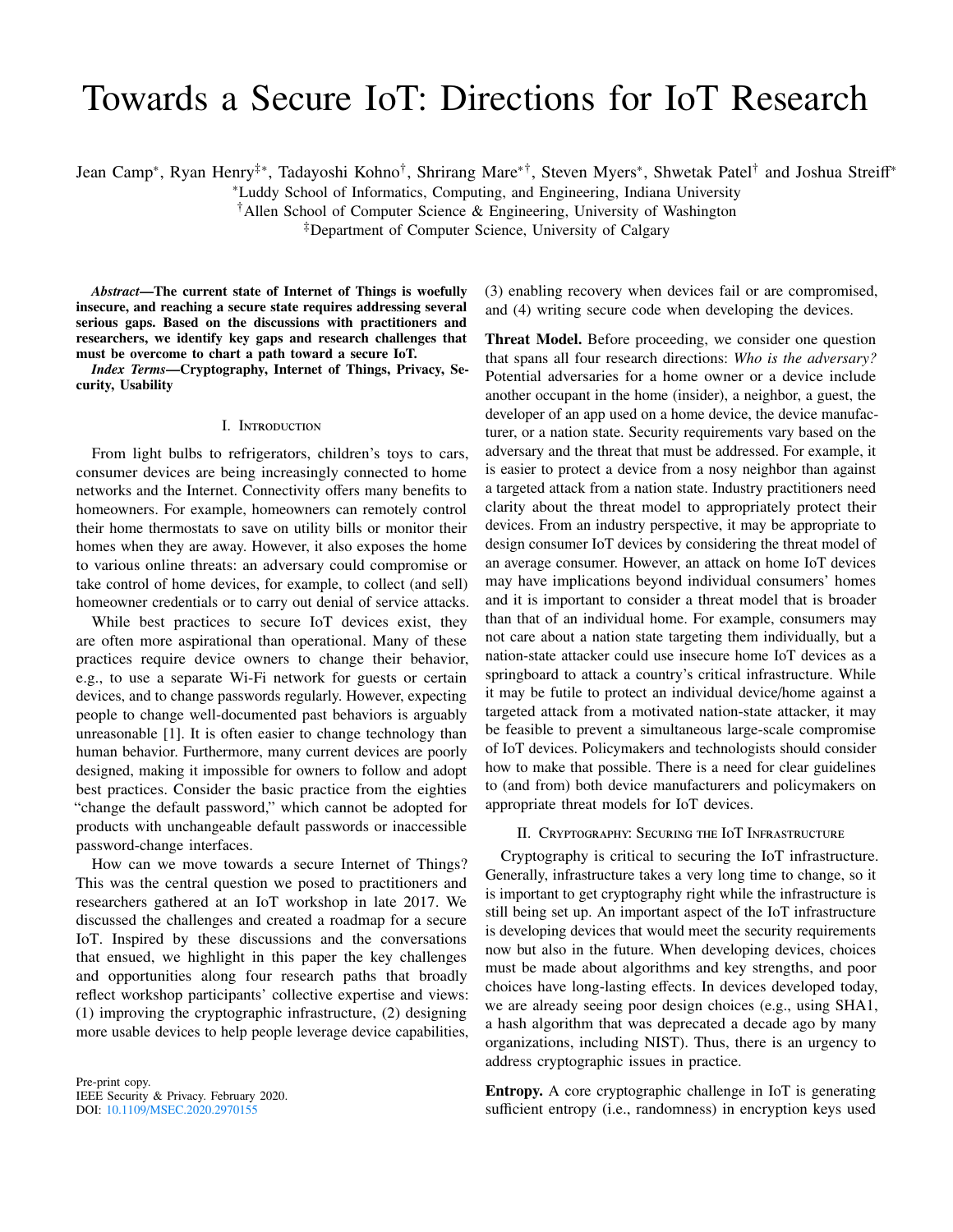# Towards a Secure IoT: Directions for IoT Research

Jean Camp[*], Ryan Henry[‡*], Tadayoshi Kohno[†], Shrirang Mare[*†], Steven Myers[*], Shwetak Patel[†] and Joshua Streiff[*]

[*]Luddy School of Informatics, Computing, and Engineering, Indiana University
[†]Allen School of Computer Science & Engineering, University of Washington
[‡]Department of Computer Science, University of Calgary

***Abstract*—The current state of Internet of Things is woefully insecure, and reaching a secure state requires addressing several serious gaps. Based on the discussions with practitioners and researchers, we identify key gaps and research challenges that must be overcome to chart a path toward a secure IoT.**

***Index Terms*—Cryptography, Internet of Things, Privacy, Security, Usability**

## I. Introduction

From light bulbs to refrigerators, children's toys to cars, consumer devices are being increasingly connected to home networks and the Internet. Connectivity offers many benefits to homeowners. For example, homeowners can remotely control their home thermostats to save on utility bills or monitor their homes when they are away. However, it also exposes the home to various online threats: an adversary could compromise or take control of home devices, for example, to collect (and sell) homeowner credentials or to carry out denial of service attacks.

While best practices to secure IoT devices exist, they are often more aspirational than operational. Many of these practices require device owners to change their behavior, e.g., to use a separate Wi-Fi network for guests or certain devices, and to change passwords regularly. However, expecting people to change well-documented past behaviors is arguably unreasonable [1]. It is often easier to change technology than human behavior. Furthermore, many current devices are poorly designed, making it impossible for owners to follow and adopt best practices. Consider the basic practice from the eighties "change the default password," which cannot be adopted for products with unchangeable default passwords or inaccessible password-change interfaces.

How can we move towards a secure Internet of Things? This was the central question we posed to practitioners and researchers gathered at an IoT workshop in late 2017. We discussed the challenges and created a roadmap for a secure IoT. Inspired by these discussions and the conversations that ensued, we highlight in this paper the key challenges and opportunities along four research paths that broadly reflect workshop participants' collective expertise and views: (1) improving the cryptographic infrastructure, (2) designing more usable devices to help people leverage device capabilities, (3) enabling recovery when devices fail or are compromised, and (4) writing secure code when developing the devices.

**Threat Model.** Before proceeding, we consider one question that spans all four research directions: *Who is the adversary?* Potential adversaries for a home owner or a device include another occupant in the home (insider), a neighbor, a guest, the developer of an app used on a home device, the device manufacturer, or a nation state. Security requirements vary based on the adversary and the threat that must be addressed. For example, it is easier to protect a device from a nosy neighbor than against a targeted attack from a nation state. Industry practitioners need clarity about the threat model to appropriately protect their devices. From an industry perspective, it may be appropriate to design consumer IoT devices by considering the threat model of an average consumer. However, an attack on home IoT devices may have implications beyond individual consumers' homes and it is important to consider a threat model that is broader than that of an individual home. For example, consumers may not care about a nation state targeting them individually, but a nation-state attacker could use insecure home IoT devices as a springboard to attack a country's critical infrastructure. While it may be futile to protect an individual device/home against a targeted attack from a motivated nation-state attacker, it may be feasible to prevent a simultaneous large-scale compromise of IoT devices. Policymakers and technologists should consider how to make that possible. There is a need for clear guidelines to (and from) both device manufacturers and policymakers on appropriate threat models for IoT devices.

## II. Cryptography: Securing the IoT Infrastructure

Cryptography is critical to securing the IoT infrastructure. Generally, infrastructure takes a very long time to change, so it is important to get cryptography right while the infrastructure is still being set up. An important aspect of the IoT infrastructure is developing devices that would meet the security requirements now but also in the future. When developing devices, choices must be made about algorithms and key strengths, and poor choices have long-lasting effects. In devices developed today, we are already seeing poor design choices (e.g., using SHA1, a hash algorithm that was deprecated a decade ago by many organizations, including NIST). Thus, there is an urgency to address cryptographic issues in practice.

**Entropy.** A core cryptographic challenge in IoT is generating sufficient entropy (i.e., randomness) in encryption keys used

Pre-print copy.
IEEE Security & Privacy. February 2020.
DOI: 10.1109/MSEC.2020.2970155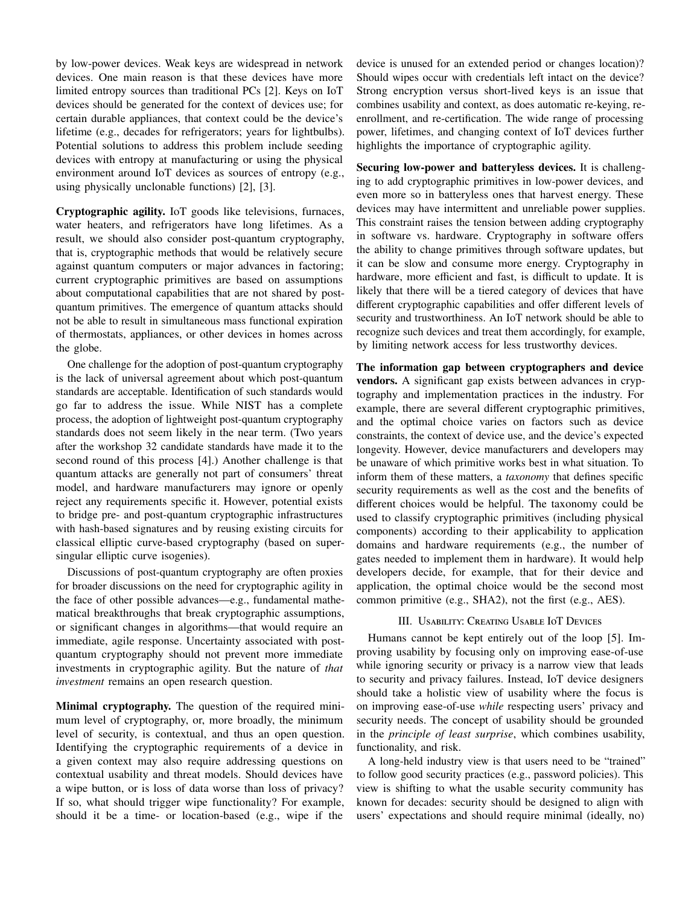by low-power devices. Weak keys are widespread in network devices. One main reason is that these devices have more limited entropy sources than traditional PCs [2]. Keys on IoT devices should be generated for the context of devices use; for certain durable appliances, that context could be the device's lifetime (e.g., decades for refrigerators; years for lightbulbs). Potential solutions to address this problem include seeding devices with entropy at manufacturing or using the physical environment around IoT devices as sources of entropy (e.g., using physically unclonable functions) [2], [3].

**Cryptographic agility.** IoT goods like televisions, furnaces, water heaters, and refrigerators have long lifetimes. As a result, we should also consider post-quantum cryptography, that is, cryptographic methods that would be relatively secure against quantum computers or major advances in factoring; current cryptographic primitives are based on assumptions about computational capabilities that are not shared by post-quantum primitives. The emergence of quantum attacks should not be able to result in simultaneous mass functional expiration of thermostats, appliances, or other devices in homes across the globe.

One challenge for the adoption of post-quantum cryptography is the lack of universal agreement about which post-quantum standards are acceptable. Identification of such standards would go far to address the issue. While NIST has a complete process, the adoption of lightweight post-quantum cryptography standards does not seem likely in the near term. (Two years after the workshop 32 candidate standards have made it to the second round of this process [4].) Another challenge is that quantum attacks are generally not part of consumers' threat model, and hardware manufacturers may ignore or openly reject any requirements specific it. However, potential exists to bridge pre- and post-quantum cryptographic infrastructures with hash-based signatures and by reusing existing circuits for classical elliptic curve-based cryptography (based on supersingular elliptic curve isogenies).

Discussions of post-quantum cryptography are often proxies for broader discussions on the need for cryptographic agility in the face of other possible advances—e.g., fundamental mathematical breakthroughs that break cryptographic assumptions, or significant changes in algorithms—that would require an immediate, agile response. Uncertainty associated with post-quantum cryptography should not prevent more immediate investments in cryptographic agility. But the nature of *that investment* remains an open research question.

**Minimal cryptography.** The question of the required minimum level of cryptography, or, more broadly, the minimum level of security, is contextual, and thus an open question. Identifying the cryptographic requirements of a device in a given context may also require addressing questions on contextual usability and threat models. Should devices have a wipe button, or is loss of data worse than loss of privacy? If so, what should trigger wipe functionality? For example, should it be a time- or location-based (e.g., wipe if the device is unused for an extended period or changes location)? Should wipes occur with credentials left intact on the device? Strong encryption versus short-lived keys is an issue that combines usability and context, as does automatic re-keying, re-enrollment, and re-certification. The wide range of processing power, lifetimes, and changing context of IoT devices further highlights the importance of cryptographic agility.

**Securing low-power and batteryless devices.** It is challenging to add cryptographic primitives in low-power devices, and even more so in batteryless ones that harvest energy. These devices may have intermittent and unreliable power supplies. This constraint raises the tension between adding cryptography in software vs. hardware. Cryptography in software offers the ability to change primitives through software updates, but it can be slow and consume more energy. Cryptography in hardware, more efficient and fast, is difficult to update. It is likely that there will be a tiered category of devices that have different cryptographic capabilities and offer different levels of security and trustworthiness. An IoT network should be able to recognize such devices and treat them accordingly, for example, by limiting network access for less trustworthy devices.

**The information gap between cryptographers and device vendors.** A significant gap exists between advances in cryptography and implementation practices in the industry. For example, there are several different cryptographic primitives, and the optimal choice varies on factors such as device constraints, the context of device use, and the device's expected longevity. However, device manufacturers and developers may be unaware of which primitive works best in what situation. To inform them of these matters, a *taxonomy* that defines specific security requirements as well as the cost and the benefits of different choices would be helpful. The taxonomy could be used to classify cryptographic primitives (including physical components) according to their applicability to application domains and hardware requirements (e.g., the number of gates needed to implement them in hardware). It would help developers decide, for example, that for their device and application, the optimal choice would be the second most common primitive (e.g., SHA2), not the first (e.g., AES).

## III. Usability: Creating Usable IoT Devices

Humans cannot be kept entirely out of the loop [5]. Improving usability by focusing only on improving ease-of-use while ignoring security or privacy is a narrow view that leads to security and privacy failures. Instead, IoT device designers should take a holistic view of usability where the focus is on improving ease-of-use *while* respecting users' privacy and security needs. The concept of usability should be grounded in the *principle of least surprise*, which combines usability, functionality, and risk.

A long-held industry view is that users need to be "trained" to follow good security practices (e.g., password policies). This view is shifting to what the usable security community has known for decades: security should be designed to align with users' expectations and should require minimal (ideally, no)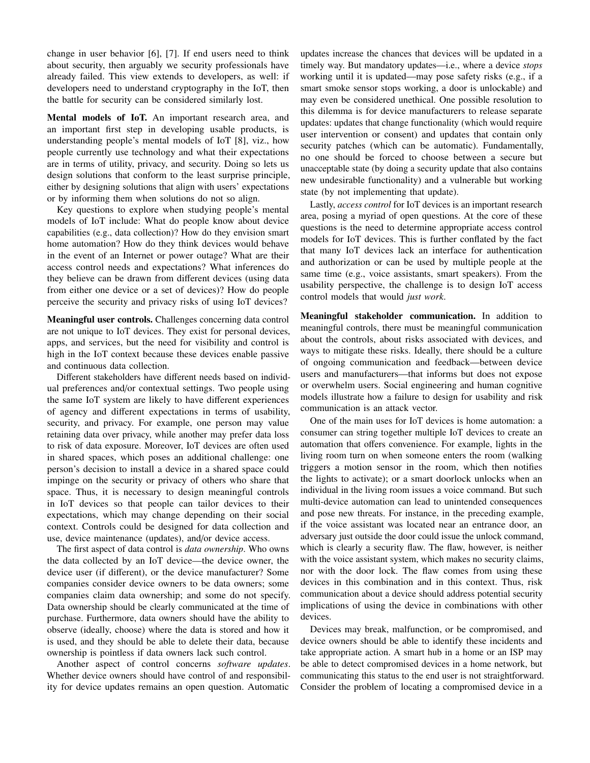change in user behavior [6], [7]. If end users need to think about security, then arguably we security professionals have already failed. This view extends to developers, as well: if developers need to understand cryptography in the IoT, then the battle for security can be considered similarly lost.

**Mental models of IoT.** An important research area, and an important first step in developing usable products, is understanding people's mental models of IoT [8], viz., how people currently use technology and what their expectations are in terms of utility, privacy, and security. Doing so lets us design solutions that conform to the least surprise principle, either by designing solutions that align with users' expectations or by informing them when solutions do not so align.

Key questions to explore when studying people's mental models of IoT include: What do people know about device capabilities (e.g., data collection)? How do they envision smart home automation? How do they think devices would behave in the event of an Internet or power outage? What are their access control needs and expectations? What inferences do they believe can be drawn from different devices (using data from either one device or a set of devices)? How do people perceive the security and privacy risks of using IoT devices?

**Meaningful user controls.** Challenges concerning data control are not unique to IoT devices. They exist for personal devices, apps, and services, but the need for visibility and control is high in the IoT context because these devices enable passive and continuous data collection.

Different stakeholders have different needs based on individual preferences and/or contextual settings. Two people using the same IoT system are likely to have different experiences of agency and different expectations in terms of usability, security, and privacy. For example, one person may value retaining data over privacy, while another may prefer data loss to risk of data exposure. Moreover, IoT devices are often used in shared spaces, which poses an additional challenge: one person's decision to install a device in a shared space could impinge on the security or privacy of others who share that space. Thus, it is necessary to design meaningful controls in IoT devices so that people can tailor devices to their expectations, which may change depending on their social context. Controls could be designed for data collection and use, device maintenance (updates), and/or device access.

The first aspect of data control is *data ownership*. Who owns the data collected by an IoT device—the device owner, the device user (if different), or the device manufacturer? Some companies consider device owners to be data owners; some companies claim data ownership; and some do not specify. Data ownership should be clearly communicated at the time of purchase. Furthermore, data owners should have the ability to observe (ideally, choose) where the data is stored and how it is used, and they should be able to delete their data, because ownership is pointless if data owners lack such control.

Another aspect of control concerns *software updates*. Whether device owners should have control of and responsibility for device updates remains an open question. Automatic updates increase the chances that devices will be updated in a timely way. But mandatory updates—i.e., where a device *stops* working until it is updated—may pose safety risks (e.g., if a smart smoke sensor stops working, a door is unlockable) and may even be considered unethical. One possible resolution to this dilemma is for device manufacturers to release separate updates: updates that change functionality (which would require user intervention or consent) and updates that contain only security patches (which can be automatic). Fundamentally, no one should be forced to choose between a secure but unacceptable state (by doing a security update that also contains new undesirable functionality) and a vulnerable but working state (by not implementing that update).

Lastly, *access control* for IoT devices is an important research area, posing a myriad of open questions. At the core of these questions is the need to determine appropriate access control models for IoT devices. This is further conflated by the fact that many IoT devices lack an interface for authentication and authorization or can be used by multiple people at the same time (e.g., voice assistants, smart speakers). From the usability perspective, the challenge is to design IoT access control models that would *just work*.

**Meaningful stakeholder communication.** In addition to meaningful controls, there must be meaningful communication about the controls, about risks associated with devices, and ways to mitigate these risks. Ideally, there should be a culture of ongoing communication and feedback—between device users and manufacturers—that informs but does not expose or overwhelm users. Social engineering and human cognitive models illustrate how a failure to design for usability and risk communication is an attack vector.

One of the main uses for IoT devices is home automation: a consumer can string together multiple IoT devices to create an automation that offers convenience. For example, lights in the living room turn on when someone enters the room (walking triggers a motion sensor in the room, which then notifies the lights to activate); or a smart doorlock unlocks when an individual in the living room issues a voice command. But such multi-device automation can lead to unintended consequences and pose new threats. For instance, in the preceding example, if the voice assistant was located near an entrance door, an adversary just outside the door could issue the unlock command, which is clearly a security flaw. The flaw, however, is neither with the voice assistant system, which makes no security claims, nor with the door lock. The flaw comes from using these devices in this combination and in this context. Thus, risk communication about a device should address potential security implications of using the device in combinations with other devices.

Devices may break, malfunction, or be compromised, and device owners should be able to identify these incidents and take appropriate action. A smart hub in a home or an ISP may be able to detect compromised devices in a home network, but communicating this status to the end user is not straightforward. Consider the problem of locating a compromised device in a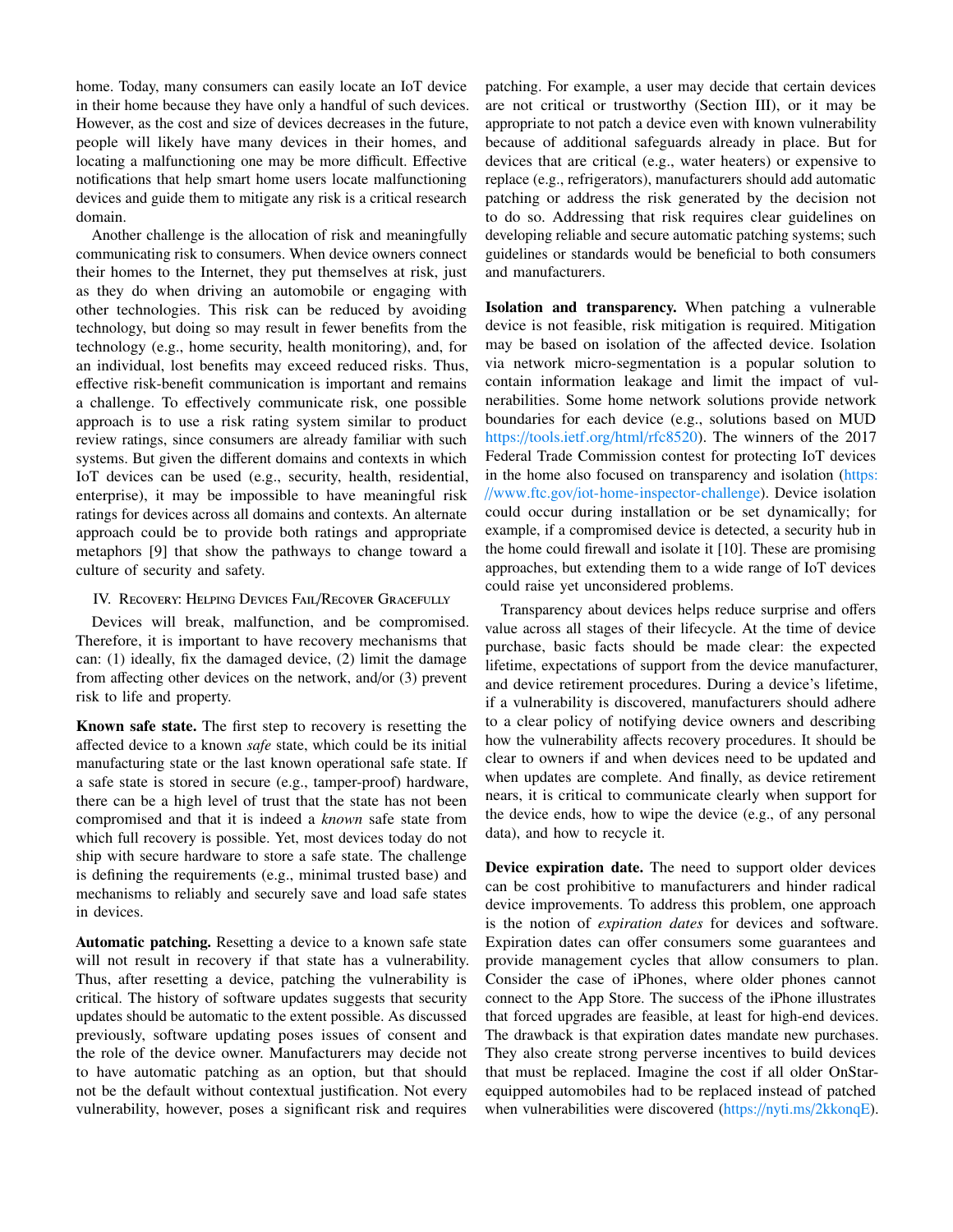home. Today, many consumers can easily locate an IoT device in their home because they have only a handful of such devices. However, as the cost and size of devices decreases in the future, people will likely have many devices in their homes, and locating a malfunctioning one may be more difficult. Effective notifications that help smart home users locate malfunctioning devices and guide them to mitigate any risk is a critical research domain.

Another challenge is the allocation of risk and meaningfully communicating risk to consumers. When device owners connect their homes to the Internet, they put themselves at risk, just as they do when driving an automobile or engaging with other technologies. This risk can be reduced by avoiding technology, but doing so may result in fewer benefits from the technology (e.g., home security, health monitoring), and, for an individual, lost benefits may exceed reduced risks. Thus, effective risk-benefit communication is important and remains a challenge. To effectively communicate risk, one possible approach is to use a risk rating system similar to product review ratings, since consumers are already familiar with such systems. But given the different domains and contexts in which IoT devices can be used (e.g., security, health, residential, enterprise), it may be impossible to have meaningful risk ratings for devices across all domains and contexts. An alternate approach could be to provide both ratings and appropriate metaphors [9] that show the pathways to change toward a culture of security and safety.

## IV. Recovery: Helping Devices Fail/Recover Gracefully

Devices will break, malfunction, and be compromised. Therefore, it is important to have recovery mechanisms that can: (1) ideally, fix the damaged device, (2) limit the damage from affecting other devices on the network, and/or (3) prevent risk to life and property.

**Known safe state.** The first step to recovery is resetting the affected device to a known *safe* state, which could be its initial manufacturing state or the last known operational safe state. If a safe state is stored in secure (e.g., tamper-proof) hardware, there can be a high level of trust that the state has not been compromised and that it is indeed a *known* safe state from which full recovery is possible. Yet, most devices today do not ship with secure hardware to store a safe state. The challenge is defining the requirements (e.g., minimal trusted base) and mechanisms to reliably and securely save and load safe states in devices.

**Automatic patching.** Resetting a device to a known safe state will not result in recovery if that state has a vulnerability. Thus, after resetting a device, patching the vulnerability is critical. The history of software updates suggests that security updates should be automatic to the extent possible. As discussed previously, software updating poses issues of consent and the role of the device owner. Manufacturers may decide not to have automatic patching as an option, but that should not be the default without contextual justification. Not every vulnerability, however, poses a significant risk and requires patching. For example, a user may decide that certain devices are not critical or trustworthy (Section III), or it may be appropriate to not patch a device even with known vulnerability because of additional safeguards already in place. But for devices that are critical (e.g., water heaters) or expensive to replace (e.g., refrigerators), manufacturers should add automatic patching or address the risk generated by the decision not to do so. Addressing that risk requires clear guidelines on developing reliable and secure automatic patching systems; such guidelines or standards would be beneficial to both consumers and manufacturers.

**Isolation and transparency.** When patching a vulnerable device is not feasible, risk mitigation is required. Mitigation may be based on isolation of the affected device. Isolation via network micro-segmentation is a popular solution to contain information leakage and limit the impact of vulnerabilities. Some home network solutions provide network boundaries for each device (e.g., solutions based on MUD https://tools.ietf.org/html/rfc8520). The winners of the 2017 Federal Trade Commission contest for protecting IoT devices in the home also focused on transparency and isolation (https://www.ftc.gov/iot-home-inspector-challenge). Device isolation could occur during installation or be set dynamically; for example, if a compromised device is detected, a security hub in the home could firewall and isolate it [10]. These are promising approaches, but extending them to a wide range of IoT devices could raise yet unconsidered problems.

Transparency about devices helps reduce surprise and offers value across all stages of their lifecycle. At the time of device purchase, basic facts should be made clear: the expected lifetime, expectations of support from the device manufacturer, and device retirement procedures. During a device's lifetime, if a vulnerability is discovered, manufacturers should adhere to a clear policy of notifying device owners and describing how the vulnerability affects recovery procedures. It should be clear to owners if and when devices need to be updated and when updates are complete. And finally, as device retirement nears, it is critical to communicate clearly when support for the device ends, how to wipe the device (e.g., of any personal data), and how to recycle it.

**Device expiration date.** The need to support older devices can be cost prohibitive to manufacturers and hinder radical device improvements. To address this problem, one approach is the notion of *expiration dates* for devices and software. Expiration dates can offer consumers some guarantees and provide management cycles that allow consumers to plan. Consider the case of iPhones, where older phones cannot connect to the App Store. The success of the iPhone illustrates that forced upgrades are feasible, at least for high-end devices. The drawback is that expiration dates mandate new purchases. They also create strong perverse incentives to build devices that must be replaced. Imagine the cost if all older OnStar-equipped automobiles had to be replaced instead of patched when vulnerabilities were discovered (https://nyti.ms/2kkonqE).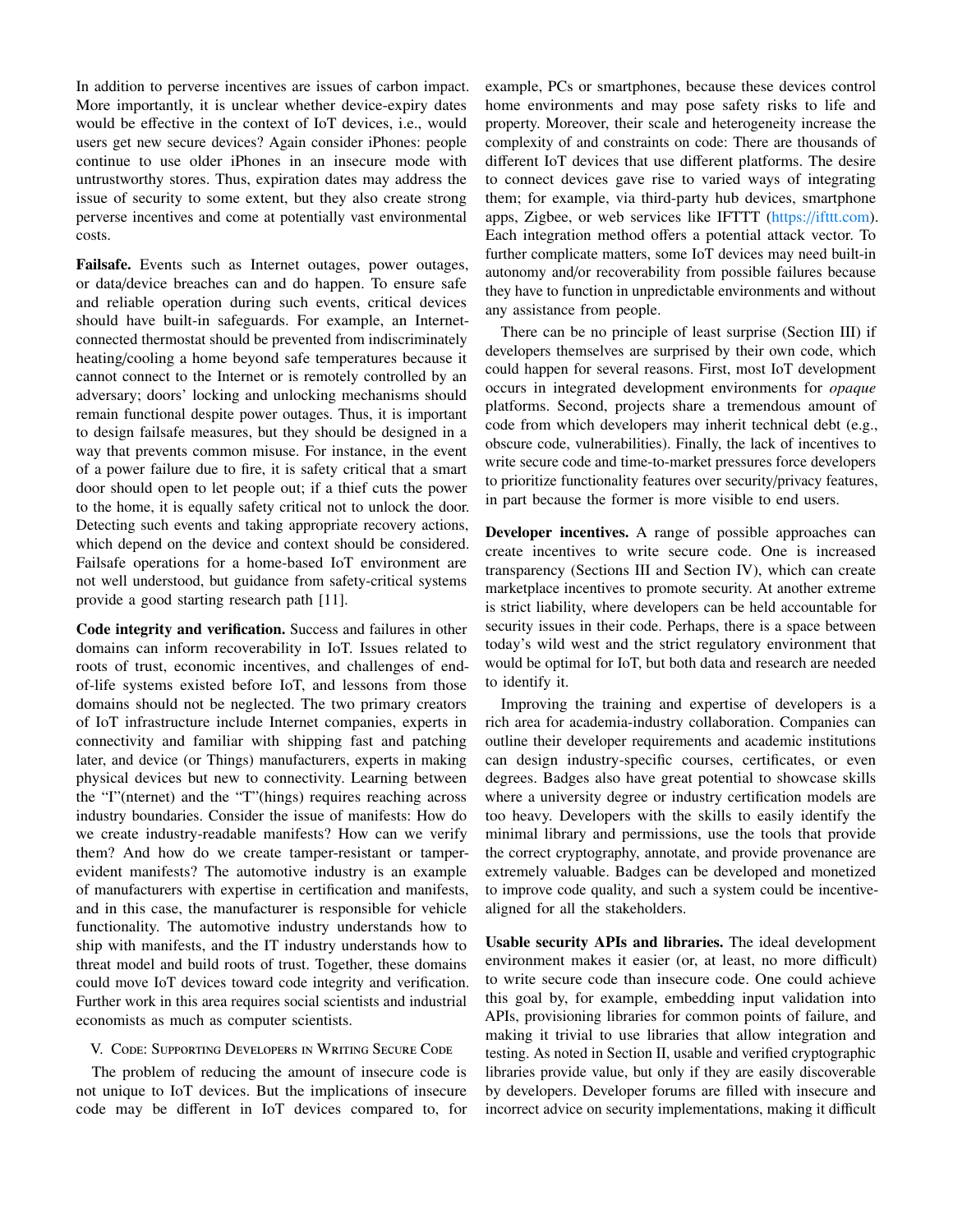In addition to perverse incentives are issues of carbon impact. More importantly, it is unclear whether device-expiry dates would be effective in the context of IoT devices, i.e., would users get new secure devices? Again consider iPhones: people continue to use older iPhones in an insecure mode with untrustworthy stores. Thus, expiration dates may address the issue of security to some extent, but they also create strong perverse incentives and come at potentially vast environmental costs.

**Failsafe.** Events such as Internet outages, power outages, or data/device breaches can and do happen. To ensure safe and reliable operation during such events, critical devices should have built-in safeguards. For example, an Internet-connected thermostat should be prevented from indiscriminately heating/cooling a home beyond safe temperatures because it cannot connect to the Internet or is remotely controlled by an adversary; doors' locking and unlocking mechanisms should remain functional despite power outages. Thus, it is important to design failsafe measures, but they should be designed in a way that prevents common misuse. For instance, in the event of a power failure due to fire, it is safety critical that a smart door should open to let people out; if a thief cuts the power to the home, it is equally safety critical not to unlock the door. Detecting such events and taking appropriate recovery actions, which depend on the device and context should be considered. Failsafe operations for a home-based IoT environment are not well understood, but guidance from safety-critical systems provide a good starting research path [11].

**Code integrity and verification.** Success and failures in other domains can inform recoverability in IoT. Issues related to roots of trust, economic incentives, and challenges of end-of-life systems existed before IoT, and lessons from those domains should not be neglected. The two primary creators of IoT infrastructure include Internet companies, experts in connectivity and familiar with shipping fast and patching later, and device (or Things) manufacturers, experts in making physical devices but new to connectivity. Learning between the "I"(nternet) and the "T"(hings) requires reaching across industry boundaries. Consider the issue of manifests: How do we create industry-readable manifests? How can we verify them? And how do we create tamper-resistant or tamper-evident manifests? The automotive industry is an example of manufacturers with expertise in certification and manifests, and in this case, the manufacturer is responsible for vehicle functionality. The automotive industry understands how to ship with manifests, and the IT industry understands how to threat model and build roots of trust. Together, these domains could move IoT devices toward code integrity and verification. Further work in this area requires social scientists and industrial economists as much as computer scientists.

## V. Code: Supporting Developers in Writing Secure Code

The problem of reducing the amount of insecure code is not unique to IoT devices. But the implications of insecure code may be different in IoT devices compared to, for example, PCs or smartphones, because these devices control home environments and may pose safety risks to life and property. Moreover, their scale and heterogeneity increase the complexity of and constraints on code: There are thousands of different IoT devices that use different platforms. The desire to connect devices gave rise to varied ways of integrating them; for example, via third-party hub devices, smartphone apps, Zigbee, or web services like IFTTT (https://ifttt.com). Each integration method offers a potential attack vector. To further complicate matters, some IoT devices may need built-in autonomy and/or recoverability from possible failures because they have to function in unpredictable environments and without any assistance from people.

There can be no principle of least surprise (Section III) if developers themselves are surprised by their own code, which could happen for several reasons. First, most IoT development occurs in integrated development environments for *opaque* platforms. Second, projects share a tremendous amount of code from which developers may inherit technical debt (e.g., obscure code, vulnerabilities). Finally, the lack of incentives to write secure code and time-to-market pressures force developers to prioritize functionality features over security/privacy features, in part because the former is more visible to end users.

**Developer incentives.** A range of possible approaches can create incentives to write secure code. One is increased transparency (Sections III and Section IV), which can create marketplace incentives to promote security. At another extreme is strict liability, where developers can be held accountable for security issues in their code. Perhaps, there is a space between today's wild west and the strict regulatory environment that would be optimal for IoT, but both data and research are needed to identify it.

Improving the training and expertise of developers is a rich area for academia-industry collaboration. Companies can outline their developer requirements and academic institutions can design industry-specific courses, certificates, or even degrees. Badges also have great potential to showcase skills where a university degree or industry certification models are too heavy. Developers with the skills to easily identify the minimal library and permissions, use the tools that provide the correct cryptography, annotate, and provide provenance are extremely valuable. Badges can be developed and monetized to improve code quality, and such a system could be incentive-aligned for all the stakeholders.

**Usable security APIs and libraries.** The ideal development environment makes it easier (or, at least, no more difficult) to write secure code than insecure code. One could achieve this goal by, for example, embedding input validation into APIs, provisioning libraries for common points of failure, and making it trivial to use libraries that allow integration and testing. As noted in Section II, usable and verified cryptographic libraries provide value, but only if they are easily discoverable by developers. Developer forums are filled with insecure and incorrect advice on security implementations, making it difficult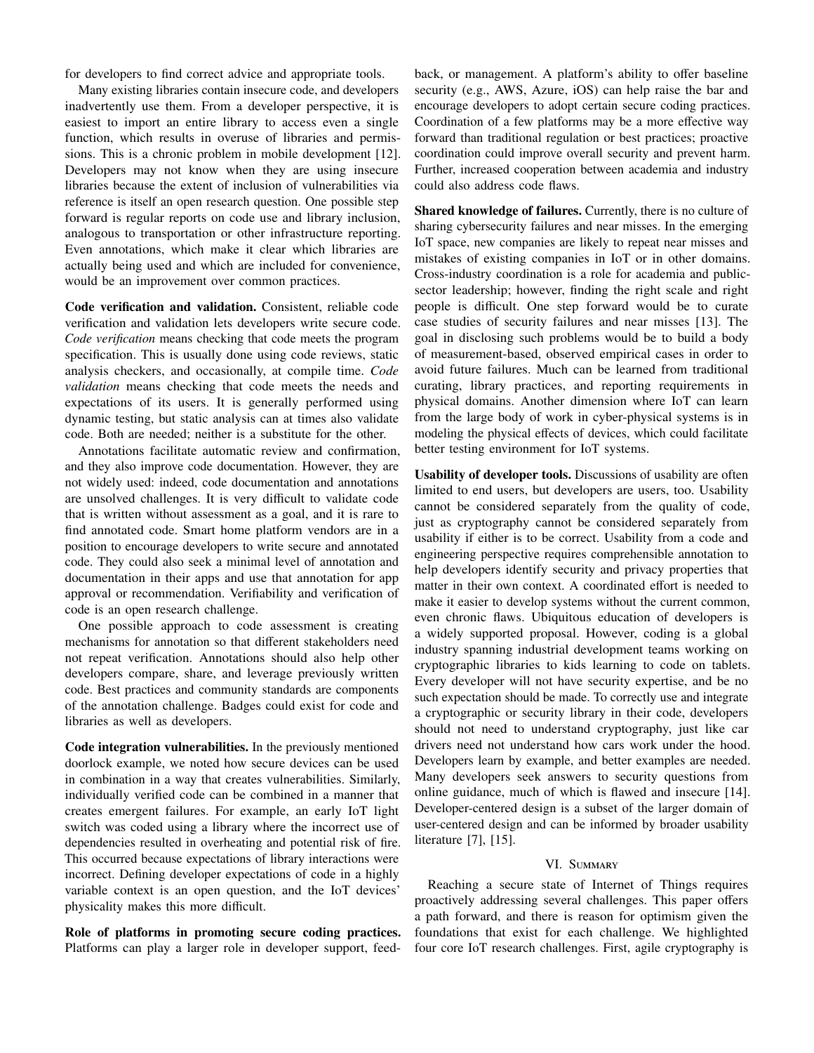for developers to find correct advice and appropriate tools.

Many existing libraries contain insecure code, and developers inadvertently use them. From a developer perspective, it is easiest to import an entire library to access even a single function, which results in overuse of libraries and permissions. This is a chronic problem in mobile development [12]. Developers may not know when they are using insecure libraries because the extent of inclusion of vulnerabilities via reference is itself an open research question. One possible step forward is regular reports on code use and library inclusion, analogous to transportation or other infrastructure reporting. Even annotations, which make it clear which libraries are actually being used and which are included for convenience, would be an improvement over common practices.

**Code verification and validation.** Consistent, reliable code verification and validation lets developers write secure code. *Code verification* means checking that code meets the program specification. This is usually done using code reviews, static analysis checkers, and occasionally, at compile time. *Code validation* means checking that code meets the needs and expectations of its users. It is generally performed using dynamic testing, but static analysis can at times also validate code. Both are needed; neither is a substitute for the other.

Annotations facilitate automatic review and confirmation, and they also improve code documentation. However, they are not widely used: indeed, code documentation and annotations are unsolved challenges. It is very difficult to validate code that is written without assessment as a goal, and it is rare to find annotated code. Smart home platform vendors are in a position to encourage developers to write secure and annotated code. They could also seek a minimal level of annotation and documentation in their apps and use that annotation for app approval or recommendation. Verifiability and verification of code is an open research challenge.

One possible approach to code assessment is creating mechanisms for annotation so that different stakeholders need not repeat verification. Annotations should also help other developers compare, share, and leverage previously written code. Best practices and community standards are components of the annotation challenge. Badges could exist for code and libraries as well as developers.

**Code integration vulnerabilities.** In the previously mentioned doorlock example, we noted how secure devices can be used in combination in a way that creates vulnerabilities. Similarly, individually verified code can be combined in a manner that creates emergent failures. For example, an early IoT light switch was coded using a library where the incorrect use of dependencies resulted in overheating and potential risk of fire. This occurred because expectations of library interactions were incorrect. Defining developer expectations of code in a highly variable context is an open question, and the IoT devices' physicality makes this more difficult.

**Role of platforms in promoting secure coding practices.** Platforms can play a larger role in developer support, feedback, or management. A platform's ability to offer baseline security (e.g., AWS, Azure, iOS) can help raise the bar and encourage developers to adopt certain secure coding practices. Coordination of a few platforms may be a more effective way forward than traditional regulation or best practices; proactive coordination could improve overall security and prevent harm. Further, increased cooperation between academia and industry could also address code flaws.

**Shared knowledge of failures.** Currently, there is no culture of sharing cybersecurity failures and near misses. In the emerging IoT space, new companies are likely to repeat near misses and mistakes of existing companies in IoT or in other domains. Cross-industry coordination is a role for academia and public-sector leadership; however, finding the right scale and right people is difficult. One step forward would be to curate case studies of security failures and near misses [13]. The goal in disclosing such problems would be to build a body of measurement-based, observed empirical cases in order to avoid future failures. Much can be learned from traditional curating, library practices, and reporting requirements in physical domains. Another dimension where IoT can learn from the large body of work in cyber-physical systems is in modeling the physical effects of devices, which could facilitate better testing environment for IoT systems.

**Usability of developer tools.** Discussions of usability are often limited to end users, but developers are users, too. Usability cannot be considered separately from the quality of code, just as cryptography cannot be considered separately from usability if either is to be correct. Usability from a code and engineering perspective requires comprehensible annotation to help developers identify security and privacy properties that matter in their own context. A coordinated effort is needed to make it easier to develop systems without the current common, even chronic flaws. Ubiquitous education of developers is a widely supported proposal. However, coding is a global industry spanning industrial development teams working on cryptographic libraries to kids learning to code on tablets. Every developer will not have security expertise, and be no such expectation should be made. To correctly use and integrate a cryptographic or security library in their code, developers should not need to understand cryptography, just like car drivers need not understand how cars work under the hood. Developers learn by example, and better examples are needed. Many developers seek answers to security questions from online guidance, much of which is flawed and insecure [14]. Developer-centered design is a subset of the larger domain of user-centered design and can be informed by broader usability literature [7], [15].

## VI. Summary

Reaching a secure state of Internet of Things requires proactively addressing several challenges. This paper offers a path forward, and there is reason for optimism given the foundations that exist for each challenge. We highlighted four core IoT research challenges. First, agile cryptography is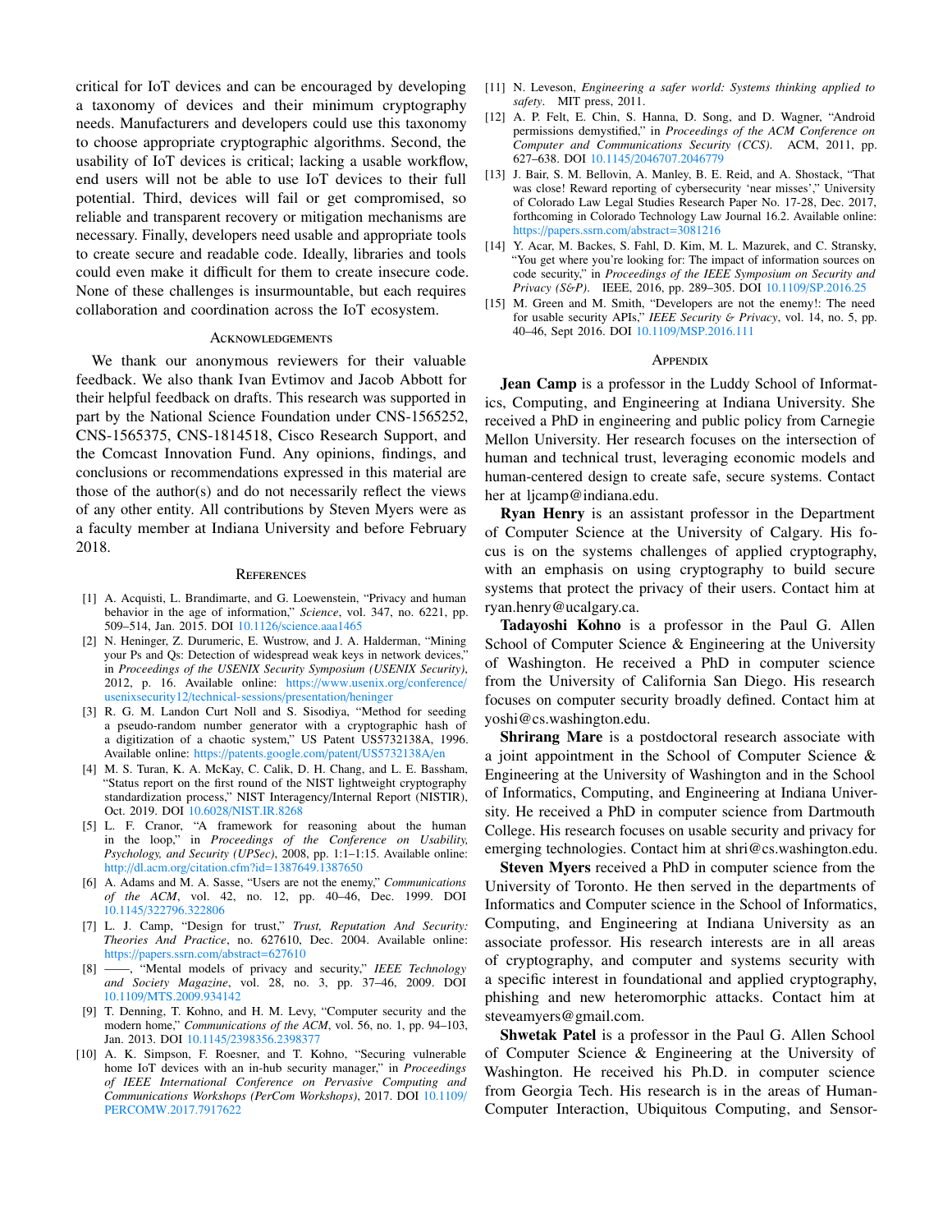critical for IoT devices and can be encouraged by developing a taxonomy of devices and their minimum cryptography needs. Manufacturers and developers could use this taxonomy to choose appropriate cryptographic algorithms. Second, the usability of IoT devices is critical; lacking a usable workflow, end users will not be able to use IoT devices to their full potential. Third, devices will fail or get compromised, so reliable and transparent recovery or mitigation mechanisms are necessary. Finally, developers need usable and appropriate tools to create secure and readable code. Ideally, libraries and tools could even make it difficult for them to create insecure code. None of these challenges is insurmountable, but each requires collaboration and coordination across the IoT ecosystem.

## Acknowledgements

We thank our anonymous reviewers for their valuable feedback. We also thank Ivan Evtimov and Jacob Abbott for their helpful feedback on drafts. This research was supported in part by the National Science Foundation under CNS-1565252, CNS-1565375, CNS-1814518, Cisco Research Support, and the Comcast Innovation Fund. Any opinions, findings, and conclusions or recommendations expressed in this material are those of the author(s) and do not necessarily reflect the views of any other entity. All contributions by Steven Myers were as a faculty member at Indiana University and before February 2018.

## References

[1] A. Acquisti, L. Brandimarte, and G. Loewenstein, "Privacy and human behavior in the age of information," *Science*, vol. 347, no. 6221, pp. 509–514, Jan. 2015. DOI 10.1126/science.aaa1465

[2] N. Heninger, Z. Durumeric, E. Wustrow, and J. A. Halderman, "Mining your Ps and Qs: Detection of widespread weak keys in network devices," in *Proceedings of the USENIX Security Symposium (USENIX Security)*, 2012, p. 16. Available online: https://www.usenix.org/conference/usenixsecurity12/technical-sessions/presentation/heninger

[3] R. G. M. Landon Curt Noll and S. Sisodiya, "Method for seeding a pseudo-random number generator with a cryptographic hash of a digitization of a chaotic system," US Patent US5732138A, 1996. Available online: https://patents.google.com/patent/US5732138A/en

[4] M. S. Turan, K. A. McKay, C. Calik, D. H. Chang, and L. E. Bassham, "Status report on the first round of the NIST lightweight cryptography standardization process," NIST Interagency/Internal Report (NISTIR), Oct. 2019. DOI 10.6028/NIST.IR.8268

[5] L. F. Cranor, "A framework for reasoning about the human in the loop," in *Proceedings of the Conference on Usability, Psychology, and Security (UPSec)*, 2008, pp. 1:1–1:15. Available online: http://dl.acm.org/citation.cfm?id=1387649.1387650

[6] A. Adams and M. A. Sasse, "Users are not the enemy," *Communications of the ACM*, vol. 42, no. 12, pp. 40–46, Dec. 1999. DOI 10.1145/322796.322806

[7] L. J. Camp, "Design for trust," *Trust, Reputation And Security: Theories And Practice*, no. 627610, Dec. 2004. Available online: https://papers.ssrn.com/abstract=627610

[8] ——, "Mental models of privacy and security," *IEEE Technology and Society Magazine*, vol. 28, no. 3, pp. 37–46, 2009. DOI 10.1109/MTS.2009.934142

[9] T. Denning, T. Kohno, and H. M. Levy, "Computer security and the modern home," *Communications of the ACM*, vol. 56, no. 1, pp. 94–103, Jan. 2013. DOI 10.1145/2398356.2398377

[10] A. K. Simpson, F. Roesner, and T. Kohno, "Securing vulnerable home IoT devices with an in-hub security manager," in *Proceedings of IEEE International Conference on Pervasive Computing and Communications Workshops (PerCom Workshops)*, 2017. DOI 10.1109/PERCOMW.2017.7917622

[11] N. Leveson, *Engineering a safer world: Systems thinking applied to safety*. MIT press, 2011.

[12] A. P. Felt, E. Chin, S. Hanna, D. Song, and D. Wagner, "Android permissions demystified," in *Proceedings of the ACM Conference on Computer and Communications Security (CCS)*. ACM, 2011, pp. 627–638. DOI 10.1145/2046707.2046779

[13] J. Bair, S. M. Bellovin, A. Manley, B. E. Reid, and A. Shostack, "That was close! Reward reporting of cybersecurity 'near misses'," University of Colorado Law Legal Studies Research Paper No. 17-28, Dec. 2017, forthcoming in Colorado Technology Law Journal 16.2. Available online: https://papers.ssrn.com/abstract=3081216

[14] Y. Acar, M. Backes, S. Fahl, D. Kim, M. L. Mazurek, and C. Stransky, "You get where you're looking for: The impact of information sources on code security," in *Proceedings of the IEEE Symposium on Security and Privacy (S&P)*. IEEE, 2016, pp. 289–305. DOI 10.1109/SP.2016.25

[15] M. Green and M. Smith, "Developers are not the enemy!: The need for usable security APIs," *IEEE Security & Privacy*, vol. 14, no. 5, pp. 40–46, Sept 2016. DOI 10.1109/MSP.2016.111

## Appendix

**Jean Camp** is a professor in the Luddy School of Informatics, Computing, and Engineering at Indiana University. She received a PhD in engineering and public policy from Carnegie Mellon University. Her research focuses on the intersection of human and technical trust, leveraging economic models and human-centered design to create safe, secure systems. Contact her at ljcamp@indiana.edu.

**Ryan Henry** is an assistant professor in the Department of Computer Science at the University of Calgary. His focus is on the systems challenges of applied cryptography, with an emphasis on using cryptography to build secure systems that protect the privacy of their users. Contact him at ryan.henry@ucalgary.ca.

**Tadayoshi Kohno** is a professor in the Paul G. Allen School of Computer Science & Engineering at the University of Washington. He received a PhD in computer science from the University of California San Diego. His research focuses on computer security broadly defined. Contact him at yoshi@cs.washington.edu.

**Shrirang Mare** is a postdoctoral research associate with a joint appointment in the School of Computer Science & Engineering at the University of Washington and in the School of Informatics, Computing, and Engineering at Indiana University. He received a PhD in computer science from Dartmouth College. His research focuses on usable security and privacy for emerging technologies. Contact him at shri@cs.washington.edu.

**Steven Myers** received a PhD in computer science from the University of Toronto. He then served in the departments of Informatics and Computer science in the School of Informatics, Computing, and Engineering at Indiana University as an associate professor. His research interests are in all areas of cryptography, and computer and systems security with a specific interest in foundational and applied cryptography, phishing and new heteromorphic attacks. Contact him at steveamyers@gmail.com.

**Shwetak Patel** is a professor in the Paul G. Allen School of Computer Science & Engineering at the University of Washington. He received his Ph.D. in computer science from Georgia Tech. His research is in the areas of Human-Computer Interaction, Ubiquitous Computing, and Sensor-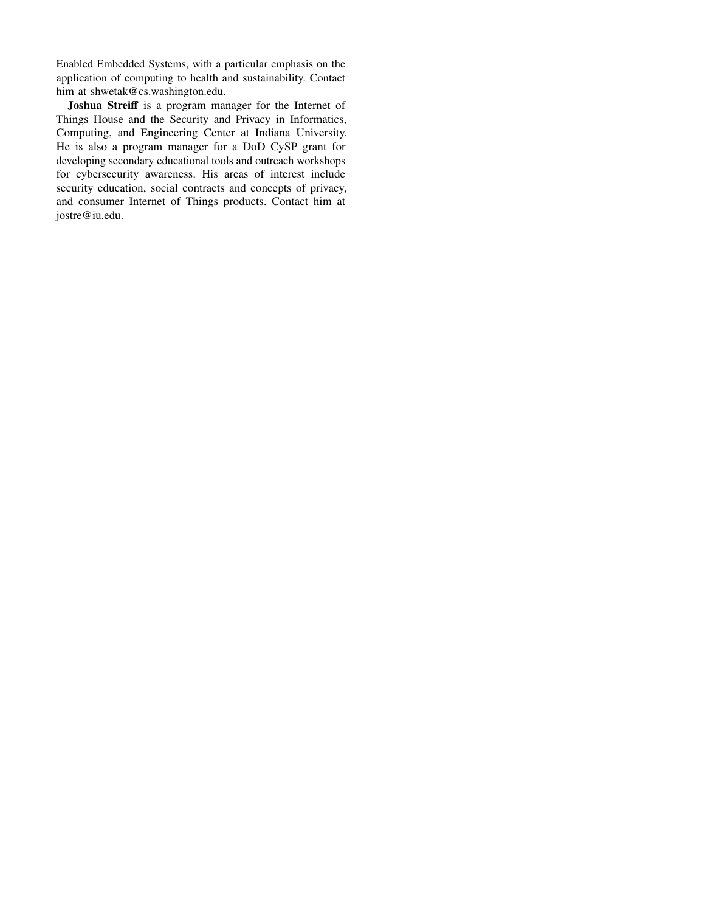Enabled Embedded Systems, with a particular emphasis on the application of computing to health and sustainability. Contact him at shwetak@cs.washington.edu.

**Joshua Streiff** is a program manager for the Internet of Things House and the Security and Privacy in Informatics, Computing, and Engineering Center at Indiana University. He is also a program manager for a DoD CySP grant for developing secondary educational tools and outreach workshops for cybersecurity awareness. His areas of interest include security education, social contracts and concepts of privacy, and consumer Internet of Things products. Contact him at jostre@iu.edu.